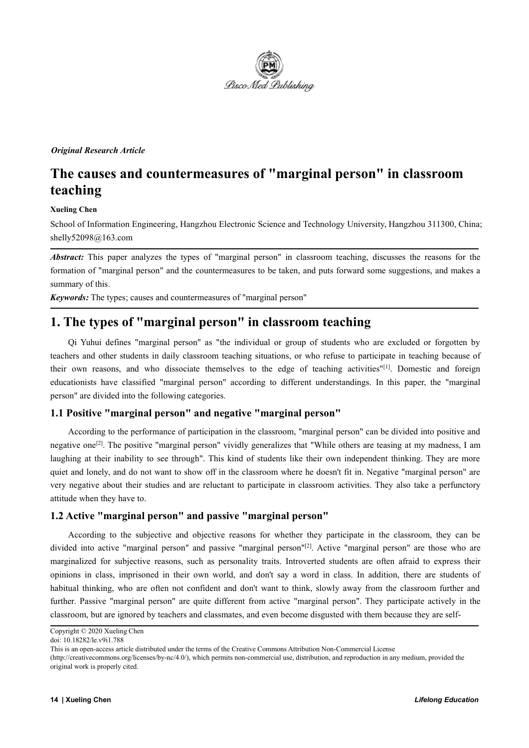*Original Research Article*

# The causes and countermeasures of "marginal person" in classroom teaching

**Xueling Chen**

School of Information Engineering, Hangzhou Electronic Science and Technology University, Hangzhou 311300, China; shelly52098@163.com

***Abstract:*** This paper analyzes the types of "marginal person" in classroom teaching, discusses the reasons for the formation of "marginal person" and the countermeasures to be taken, and puts forward some suggestions, and makes a summary of this.

***Keywords:*** The types; causes and countermeasures of "marginal person"

## 1. The types of "marginal person" in classroom teaching

Qi Yuhui defines "marginal person" as "the individual or group of students who are excluded or forgotten by teachers and other students in daily classroom teaching situations, or who refuse to participate in teaching because of their own reasons, and who dissociate themselves to the edge of teaching activities"[1]. Domestic and foreign educationists have classified "marginal person" according to different understandings. In this paper, the "marginal person" are divided into the following categories.

### 1.1 Positive "marginal person" and negative "marginal person"

According to the performance of participation in the classroom, "marginal person" can be divided into positive and negative one[2]. The positive "marginal person" vividly generalizes that "While others are teasing at my madness, I am laughing at their inability to see through". This kind of students like their own independent thinking. They are more quiet and lonely, and do not want to show off in the classroom where he doesn't fit in. Negative "marginal person" are very negative about their studies and are reluctant to participate in classroom activities. They also take a perfunctory attitude when they have to.

### 1.2 Active "marginal person" and passive "marginal person"

According to the subjective and objective reasons for whether they participate in the classroom, they can be divided into active "marginal person" and passive "marginal person"[2]. Active "marginal person" are those who are marginalized for subjective reasons, such as personality traits. Introverted students are often afraid to express their opinions in class, imprisoned in their own world, and don't say a word in class. In addition, there are students of habitual thinking, who are often not confident and don't want to think, slowly away from the classroom further and further. Passive "marginal person" are quite different from active "marginal person". They participate actively in the classroom, but are ignored by teachers and classmates, and even become disgusted with them because they are self-

Copyright © 2020 Xueling Chen

doi: 10.18282/le.v9i1.788

This is an open-access article distributed under the terms of the Creative Commons Attribution Non-Commercial License (http://creativecommons.org/licenses/by-nc/4.0/), which permits non-commercial use, distribution, and reproduction in any medium, provided the original work is properly cited.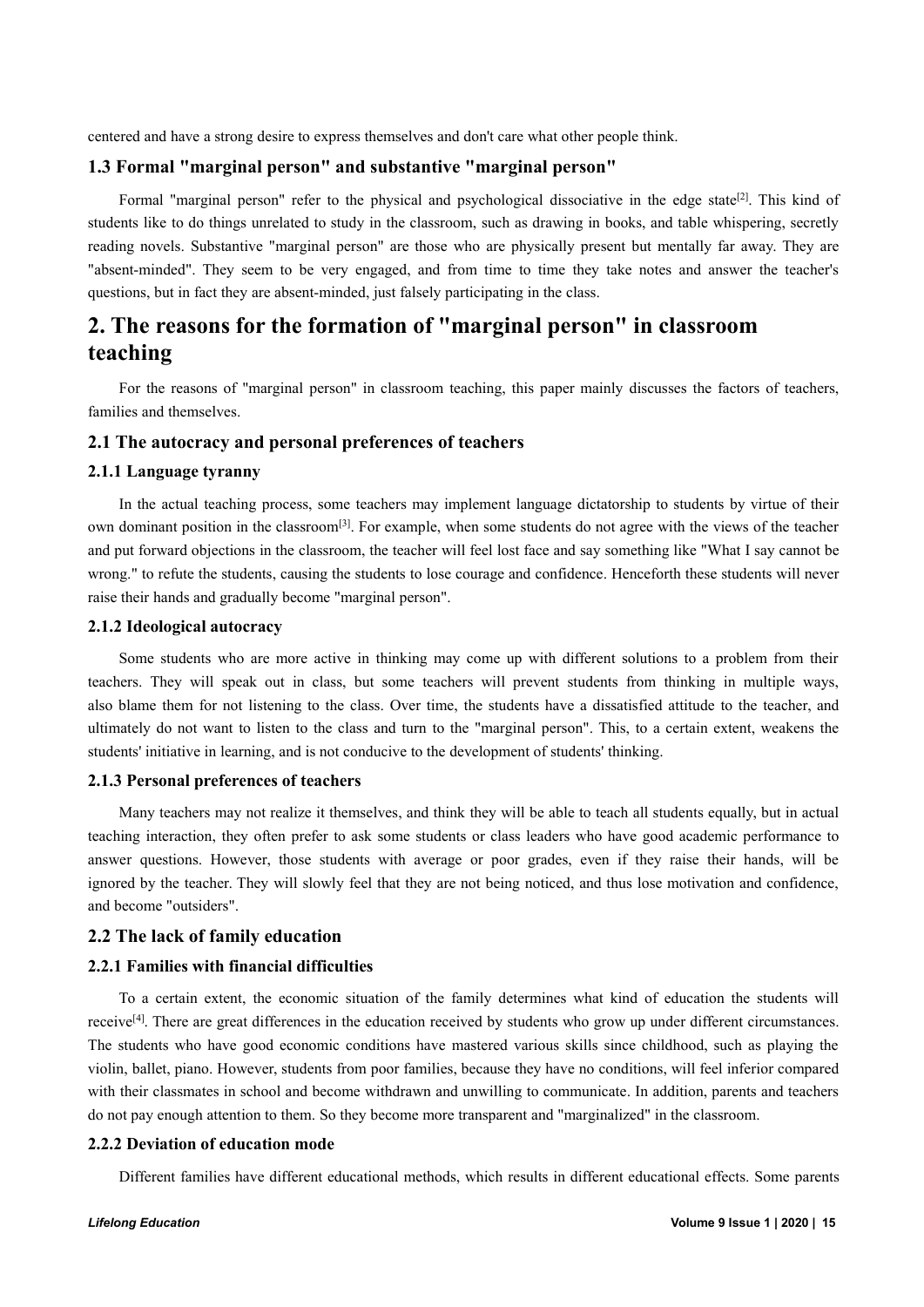centered and have a strong desire to express themselves and don't care what other people think.

### 1.3 Formal "marginal person" and substantive "marginal person"

Formal "marginal person" refer to the physical and psychological dissociative in the edge state[2]. This kind of students like to do things unrelated to study in the classroom, such as drawing in books, and table whispering, secretly reading novels. Substantive "marginal person" are those who are physically present but mentally far away. They are "absent-minded". They seem to be very engaged, and from time to time they take notes and answer the teacher's questions, but in fact they are absent-minded, just falsely participating in the class.

## 2. The reasons for the formation of "marginal person" in classroom teaching

For the reasons of "marginal person" in classroom teaching, this paper mainly discusses the factors of teachers, families and themselves.

### 2.1 The autocracy and personal preferences of teachers

#### 2.1.1 Language tyranny

In the actual teaching process, some teachers may implement language dictatorship to students by virtue of their own dominant position in the classroom[3]. For example, when some students do not agree with the views of the teacher and put forward objections in the classroom, the teacher will feel lost face and say something like "What I say cannot be wrong." to refute the students, causing the students to lose courage and confidence. Henceforth these students will never raise their hands and gradually become "marginal person".

#### 2.1.2 Ideological autocracy

Some students who are more active in thinking may come up with different solutions to a problem from their teachers. They will speak out in class, but some teachers will prevent students from thinking in multiple ways, also blame them for not listening to the class. Over time, the students have a dissatisfied attitude to the teacher, and ultimately do not want to listen to the class and turn to the "marginal person". This, to a certain extent, weakens the students' initiative in learning, and is not conducive to the development of students' thinking.

#### 2.1.3 Personal preferences of teachers

Many teachers may not realize it themselves, and think they will be able to teach all students equally, but in actual teaching interaction, they often prefer to ask some students or class leaders who have good academic performance to answer questions. However, those students with average or poor grades, even if they raise their hands, will be ignored by the teacher. They will slowly feel that they are not being noticed, and thus lose motivation and confidence, and become "outsiders".

### 2.2 The lack of family education

#### 2.2.1 Families with financial difficulties

To a certain extent, the economic situation of the family determines what kind of education the students will receive[4]. There are great differences in the education received by students who grow up under different circumstances. The students who have good economic conditions have mastered various skills since childhood, such as playing the violin, ballet, piano. However, students from poor families, because they have no conditions, will feel inferior compared with their classmates in school and become withdrawn and unwilling to communicate. In addition, parents and teachers do not pay enough attention to them. So they become more transparent and "marginalized" in the classroom.

#### 2.2.2 Deviation of education mode

Different families have different educational methods, which results in different educational effects. Some parents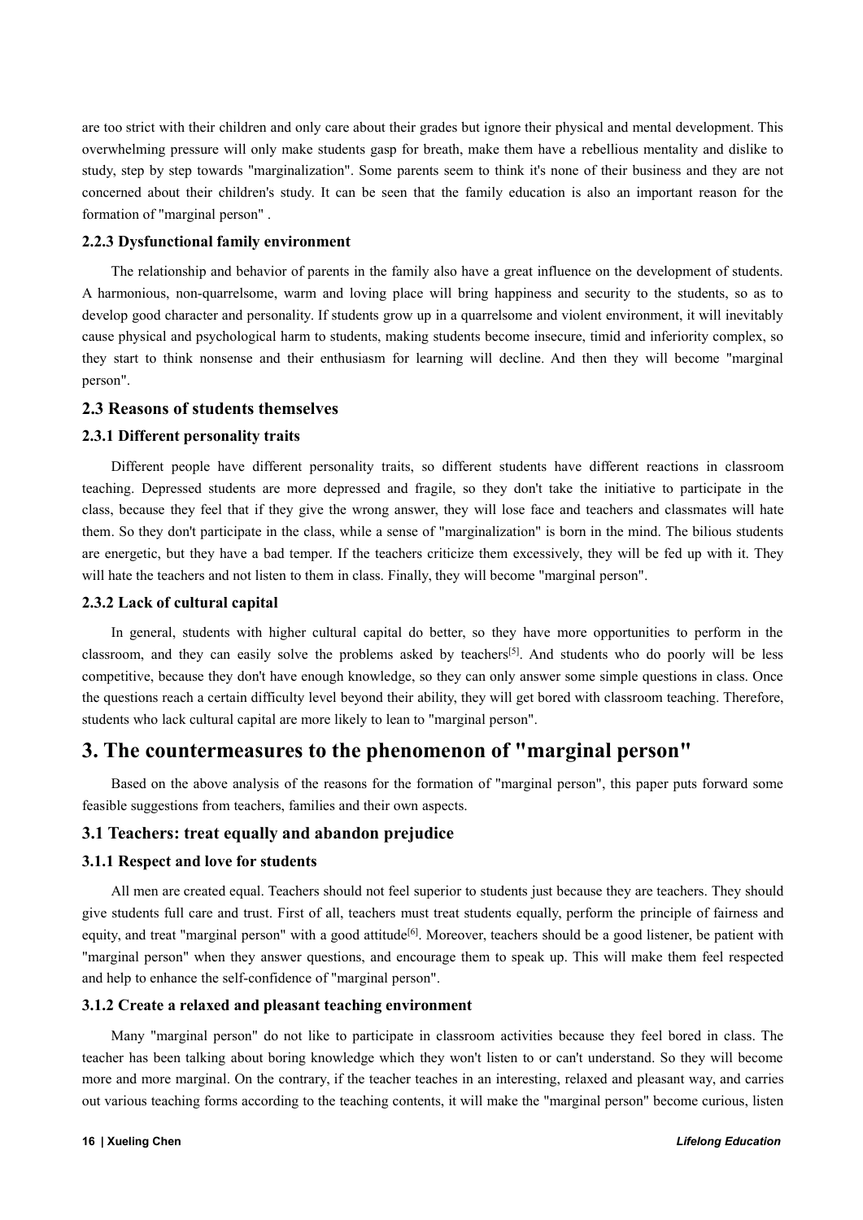are too strict with their children and only care about their grades but ignore their physical and mental development. This overwhelming pressure will only make students gasp for breath, make them have a rebellious mentality and dislike to study, step by step towards "marginalization". Some parents seem to think it's none of their business and they are not concerned about their children's study. It can be seen that the family education is also an important reason for the formation of "marginal person" .

### 2.2.3 Dysfunctional family environment

The relationship and behavior of parents in the family also have a great influence on the development of students. A harmonious, non-quarrelsome, warm and loving place will bring happiness and security to the students, so as to develop good character and personality. If students grow up in a quarrelsome and violent environment, it will inevitably cause physical and psychological harm to students, making students become insecure, timid and inferiority complex, so they start to think nonsense and their enthusiasm for learning will decline. And then they will become "marginal person".

## 2.3 Reasons of students themselves

### 2.3.1 Different personality traits

Different people have different personality traits, so different students have different reactions in classroom teaching. Depressed students are more depressed and fragile, so they don't take the initiative to participate in the class, because they feel that if they give the wrong answer, they will lose face and teachers and classmates will hate them. So they don't participate in the class, while a sense of "marginalization" is born in the mind. The bilious students are energetic, but they have a bad temper. If the teachers criticize them excessively, they will be fed up with it. They will hate the teachers and not listen to them in class. Finally, they will become "marginal person".

### 2.3.2 Lack of cultural capital

In general, students with higher cultural capital do better, so they have more opportunities to perform in the classroom, and they can easily solve the problems asked by teachers[5]. And students who do poorly will be less competitive, because they don't have enough knowledge, so they can only answer some simple questions in class. Once the questions reach a certain difficulty level beyond their ability, they will get bored with classroom teaching. Therefore, students who lack cultural capital are more likely to lean to "marginal person".

# 3. The countermeasures to the phenomenon of "marginal person"

Based on the above analysis of the reasons for the formation of "marginal person", this paper puts forward some feasible suggestions from teachers, families and their own aspects.

## 3.1 Teachers: treat equally and abandon prejudice

### 3.1.1 Respect and love for students

All men are created equal. Teachers should not feel superior to students just because they are teachers. They should give students full care and trust. First of all, teachers must treat students equally, perform the principle of fairness and equity, and treat "marginal person" with a good attitude[6]. Moreover, teachers should be a good listener, be patient with "marginal person" when they answer questions, and encourage them to speak up. This will make them feel respected and help to enhance the self-confidence of "marginal person".

### 3.1.2 Create a relaxed and pleasant teaching environment

Many "marginal person" do not like to participate in classroom activities because they feel bored in class. The teacher has been talking about boring knowledge which they won't listen to or can't understand. So they will become more and more marginal. On the contrary, if the teacher teaches in an interesting, relaxed and pleasant way, and carries out various teaching forms according to the teaching contents, it will make the "marginal person" become curious, listen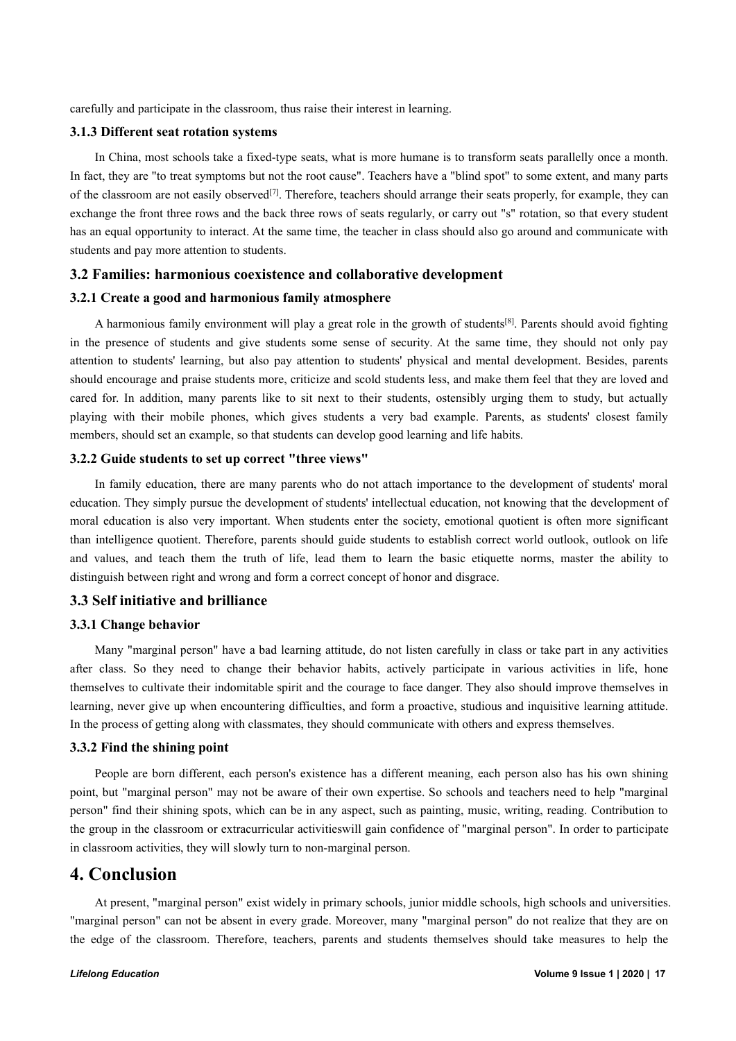carefully and participate in the classroom, thus raise their interest in learning.

### 3.1.3 Different seat rotation systems

In China, most schools take a fixed-type seats, what is more humane is to transform seats parallelly once a month. In fact, they are "to treat symptoms but not the root cause". Teachers have a "blind spot" to some extent, and many parts of the classroom are not easily observed[7]. Therefore, teachers should arrange their seats properly, for example, they can exchange the front three rows and the back three rows of seats regularly, or carry out "s" rotation, so that every student has an equal opportunity to interact. At the same time, the teacher in class should also go around and communicate with students and pay more attention to students.

## 3.2 Families: harmonious coexistence and collaborative development

### 3.2.1 Create a good and harmonious family atmosphere

A harmonious family environment will play a great role in the growth of students[8]. Parents should avoid fighting in the presence of students and give students some sense of security. At the same time, they should not only pay attention to students' learning, but also pay attention to students' physical and mental development. Besides, parents should encourage and praise students more, criticize and scold students less, and make them feel that they are loved and cared for. In addition, many parents like to sit next to their students, ostensibly urging them to study, but actually playing with their mobile phones, which gives students a very bad example. Parents, as students' closest family members, should set an example, so that students can develop good learning and life habits.

### 3.2.2 Guide students to set up correct "three views"

In family education, there are many parents who do not attach importance to the development of students' moral education. They simply pursue the development of students' intellectual education, not knowing that the development of moral education is also very important. When students enter the society, emotional quotient is often more significant than intelligence quotient. Therefore, parents should guide students to establish correct world outlook, outlook on life and values, and teach them the truth of life, lead them to learn the basic etiquette norms, master the ability to distinguish between right and wrong and form a correct concept of honor and disgrace.

## 3.3 Self initiative and brilliance

### 3.3.1 Change behavior

Many "marginal person" have a bad learning attitude, do not listen carefully in class or take part in any activities after class. So they need to change their behavior habits, actively participate in various activities in life, hone themselves to cultivate their indomitable spirit and the courage to face danger. They also should improve themselves in learning, never give up when encountering difficulties, and form a proactive, studious and inquisitive learning attitude. In the process of getting along with classmates, they should communicate with others and express themselves.

### 3.3.2 Find the shining point

People are born different, each person's existence has a different meaning, each person also has his own shining point, but "marginal person" may not be aware of their own expertise. So schools and teachers need to help "marginal person" find their shining spots, which can be in any aspect, such as painting, music, writing, reading. Contribution to the group in the classroom or extracurricular activitieswill gain confidence of "marginal person". In order to participate in classroom activities, they will slowly turn to non-marginal person.

# 4. Conclusion

At present, "marginal person" exist widely in primary schools, junior middle schools, high schools and universities. "marginal person" can not be absent in every grade. Moreover, many "marginal person" do not realize that they are on the edge of the classroom. Therefore, teachers, parents and students themselves should take measures to help the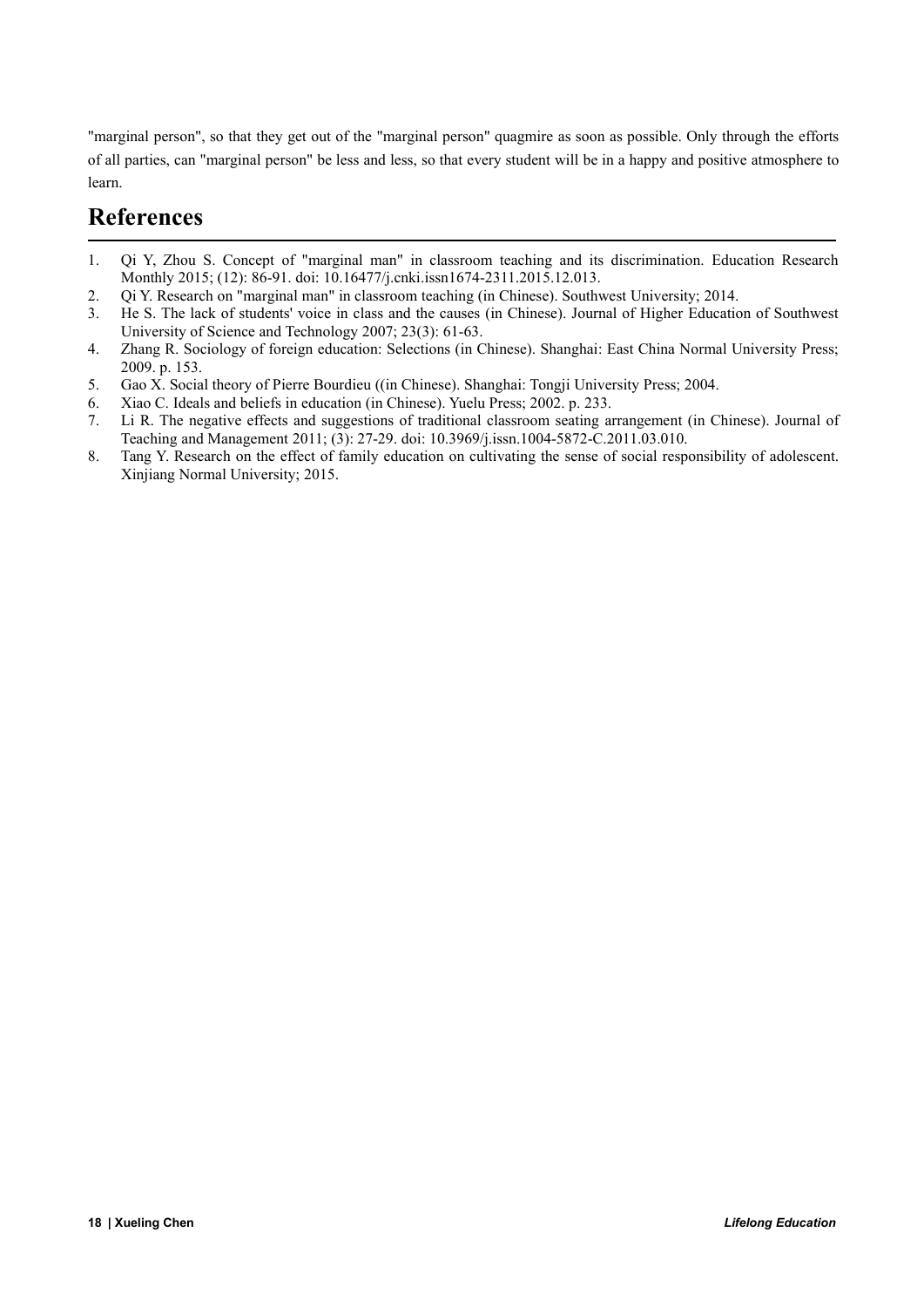"marginal person", so that they get out of the "marginal person" quagmire as soon as possible. Only through the efforts of all parties, can "marginal person" be less and less, so that every student will be in a happy and positive atmosphere to learn.

## References

1. Qi Y, Zhou S. Concept of "marginal man" in classroom teaching and its discrimination. Education Research Monthly 2015; (12): 86-91. doi: 10.16477/j.cnki.issn1674-2311.2015.12.013.
2. Qi Y. Research on "marginal man" in classroom teaching (in Chinese). Southwest University; 2014.
3. He S. The lack of students' voice in class and the causes (in Chinese). Journal of Higher Education of Southwest University of Science and Technology 2007; 23(3): 61-63.
4. Zhang R. Sociology of foreign education: Selections (in Chinese). Shanghai: East China Normal University Press; 2009. p. 153.
5. Gao X. Social theory of Pierre Bourdieu ((in Chinese). Shanghai: Tongji University Press; 2004.
6. Xiao C. Ideals and beliefs in education (in Chinese). Yuelu Press; 2002. p. 233.
7. Li R. The negative effects and suggestions of traditional classroom seating arrangement (in Chinese). Journal of Teaching and Management 2011; (3): 27-29. doi: 10.3969/j.issn.1004-5872-C.2011.03.010.
8. Tang Y. Research on the effect of family education on cultivating the sense of social responsibility of adolescent. Xinjiang Normal University; 2015.